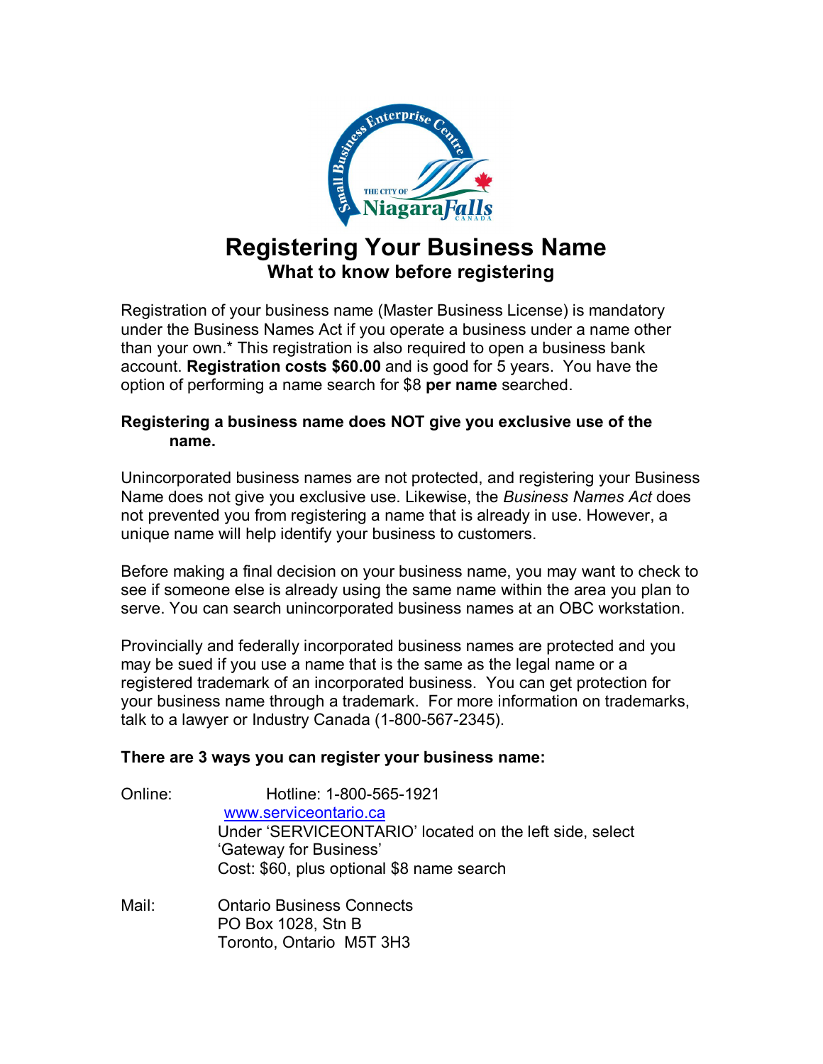# Registering Your Business Name

## What to know before registering

Registration of your business name (Master Business License) is mandatory under the Business Names Act if you operate a business under a name other than your own.* This registration is also required to open a business bank account. **Registration costs $60.00** and is good for 5 years. You have the option of performing a name search for $8 **per name** searched.

**Registering a business name does NOT give you exclusive use of the name.**

Unincorporated business names are not protected, and registering your Business Name does not give you exclusive use. Likewise, the *Business Names Act* does not prevented you from registering a name that is already in use. However, a unique name will help identify your business to customers.

Before making a final decision on your business name, you may want to check to see if someone else is already using the same name within the area you plan to serve. You can search unincorporated business names at an OBC workstation.

Provincially and federally incorporated business names are protected and you may be sued if you use a name that is the same as the legal name or a registered trademark of an incorporated business. You can get protection for your business name through a trademark. For more information on trademarks, talk to a lawyer or Industry Canada (1-800-567-2345).

**There are 3 ways you can register your business name:**

Online: Hotline: 1-800-565-1921
[www.serviceontario.ca](http://www.serviceontario.ca)
Under 'SERVICEONTARIO' located on the left side, select 'Gateway for Business'
Cost: $60, plus optional $8 name search

Mail: Ontario Business Connects
PO Box 1028, Stn B
Toronto, Ontario M5T 3H3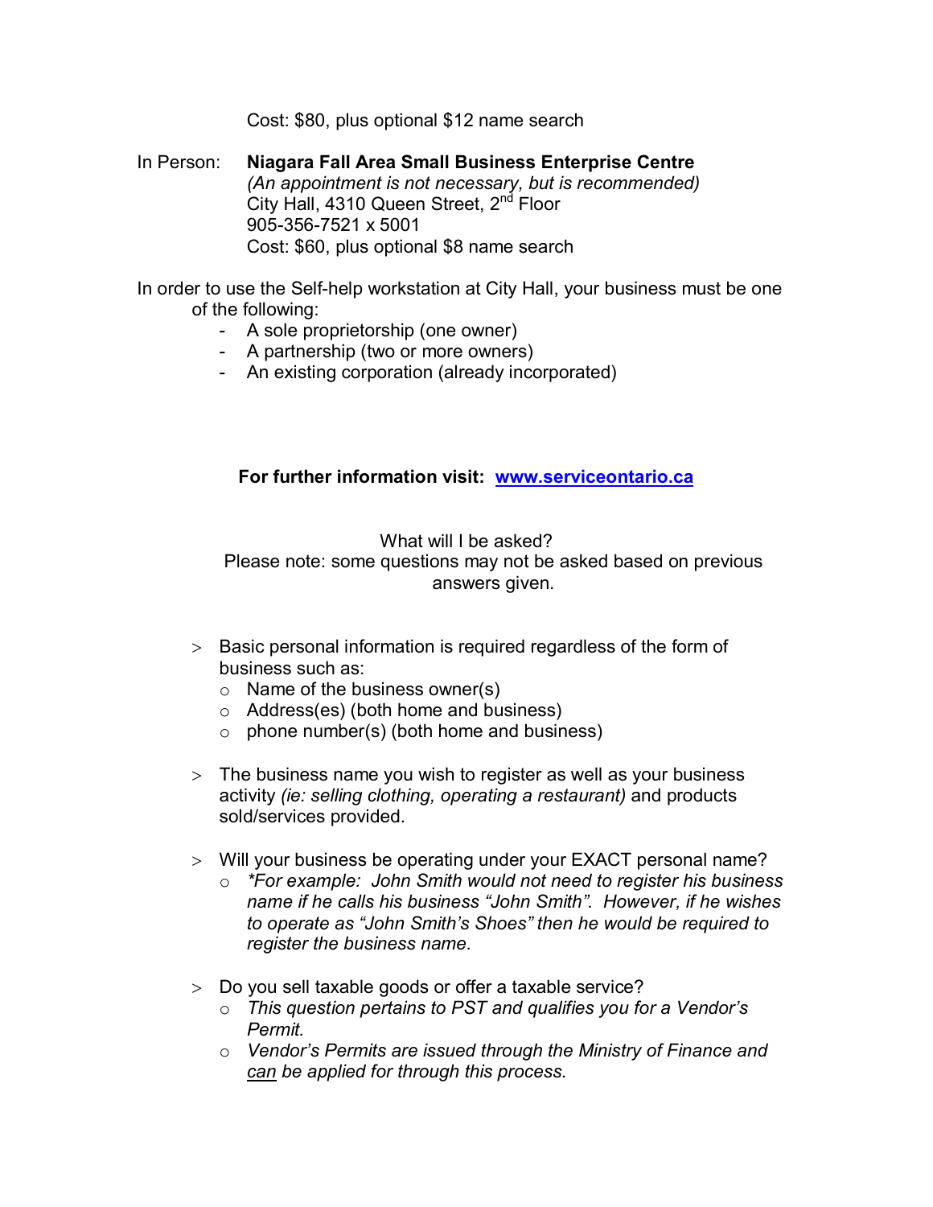Cost: $80, plus optional $12 name search

In Person: **Niagara Fall Area Small Business Enterprise Centre**
*(An appointment is not necessary, but is recommended)*
City Hall, 4310 Queen Street, 2nd Floor
905-356-7521 x 5001
Cost: $60, plus optional $8 name search

In order to use the Self-help workstation at City Hall, your business must be one of the following:

- A sole proprietorship (one owner)
- A partnership (two or more owners)
- An existing corporation (already incorporated)

**For further information visit: [www.serviceontario.ca](http://www.serviceontario.ca)**

What will I be asked?
Please note: some questions may not be asked based on previous answers given.

- Basic personal information is required regardless of the form of business such as:
  - Name of the business owner(s)
  - Address(es) (both home and business)
  - phone number(s) (both home and business)

- The business name you wish to register as well as your business activity *(ie: selling clothing, operating a restaurant)* and products sold/services provided.

- Will your business be operating under your EXACT personal name?
  - **For example: John Smith would not need to register his business name if he calls his business "John Smith". However, if he wishes to operate as "John Smith's Shoes" then he would be required to register the business name.*

- Do you sell taxable goods or offer a taxable service?
  - *This question pertains to PST and qualifies you for a Vendor's Permit.*
  - *Vendor's Permits are issued through the Ministry of Finance and <u>can</u> be applied for through this process.*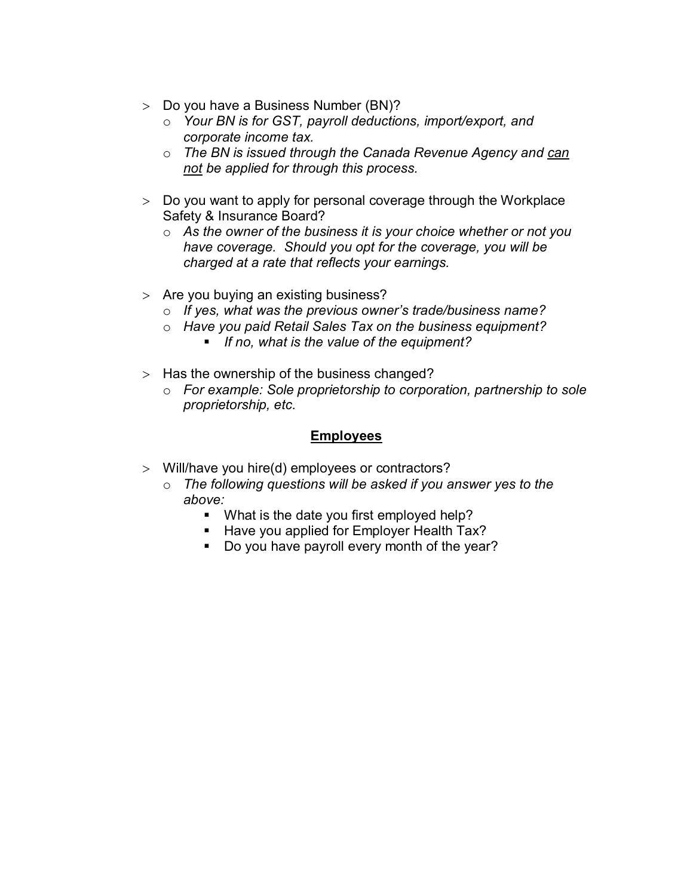- Do you have a Business Number (BN)?
  - *Your BN is for GST, payroll deductions, import/export, and corporate income tax.*
  - *The BN is issued through the Canada Revenue Agency and <u>can not</u> be applied for through this process.*

- Do you want to apply for personal coverage through the Workplace Safety & Insurance Board?
  - *As the owner of the business it is your choice whether or not you have coverage. Should you opt for the coverage, you will be charged at a rate that reflects your earnings.*

- Are you buying an existing business?
  - *If yes, what was the previous owner's trade/business name?*
  - *Have you paid Retail Sales Tax on the business equipment?*
    - *If no, what is the value of the equipment?*

- Has the ownership of the business changed?
  - *For example: Sole proprietorship to corporation, partnership to sole proprietorship, etc.*

## <u>Employees</u>

- Will/have you hire(d) employees or contractors?
  - *The following questions will be asked if you answer yes to the above:*
    - What is the date you first employed help?
    - Have you applied for Employer Health Tax?
    - Do you have payroll every month of the year?